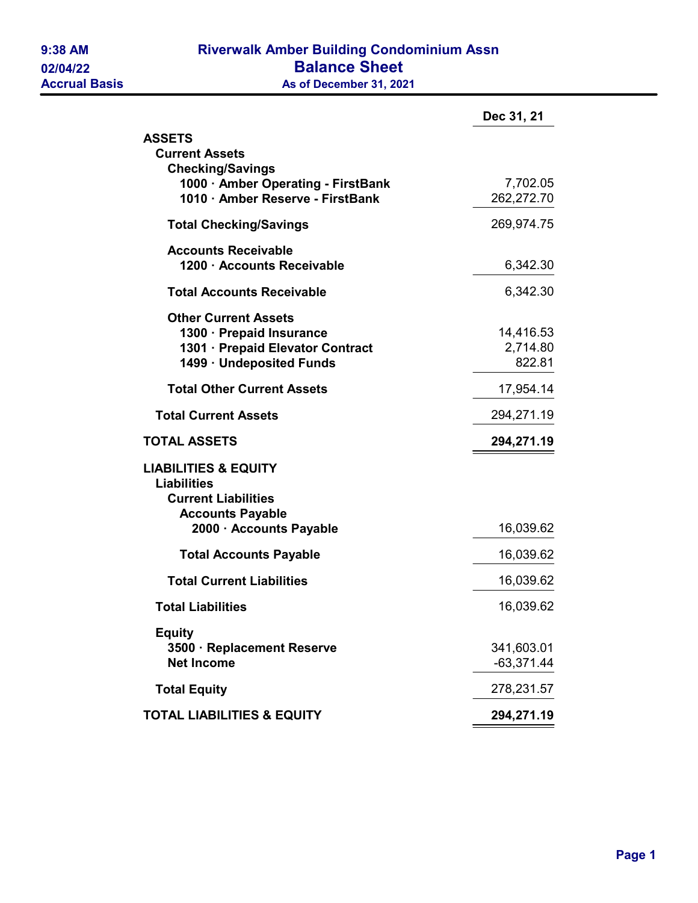9:38 AM
02/04/22
Accrual Basis

# Riverwalk Amber Building Condominium Assn

## Balance Sheet

**As of December 31, 2021**

| | Dec 31, 21 |
|---|---|
| **ASSETS** | |
| **Current Assets** | |
| **Checking/Savings** | |
| **1000 · Amber Operating - FirstBank** | 7,702.05 |
| **1010 · Amber Reserve - FirstBank** | 262,272.70 |
| **Total Checking/Savings** | 269,974.75 |
| **Accounts Receivable** | |
| **1200 · Accounts Receivable** | 6,342.30 |
| **Total Accounts Receivable** | 6,342.30 |
| **Other Current Assets** | |
| **1300 · Prepaid Insurance** | 14,416.53 |
| **1301 · Prepaid Elevator Contract** | 2,714.80 |
| **1499 · Undeposited Funds** | 822.81 |
| **Total Other Current Assets** | 17,954.14 |
| **Total Current Assets** | 294,271.19 |
| **TOTAL ASSETS** | **294,271.19** |
| **LIABILITIES & EQUITY** | |
| **Liabilities** | |
| **Current Liabilities** | |
| **Accounts Payable** | |
| **2000 · Accounts Payable** | 16,039.62 |
| **Total Accounts Payable** | 16,039.62 |
| **Total Current Liabilities** | 16,039.62 |
| **Total Liabilities** | 16,039.62 |
| **Equity** | |
| **3500 · Replacement Reserve** | 341,603.01 |
| **Net Income** | -63,371.44 |
| **Total Equity** | 278,231.57 |
| **TOTAL LIABILITIES & EQUITY** | **294,271.19** |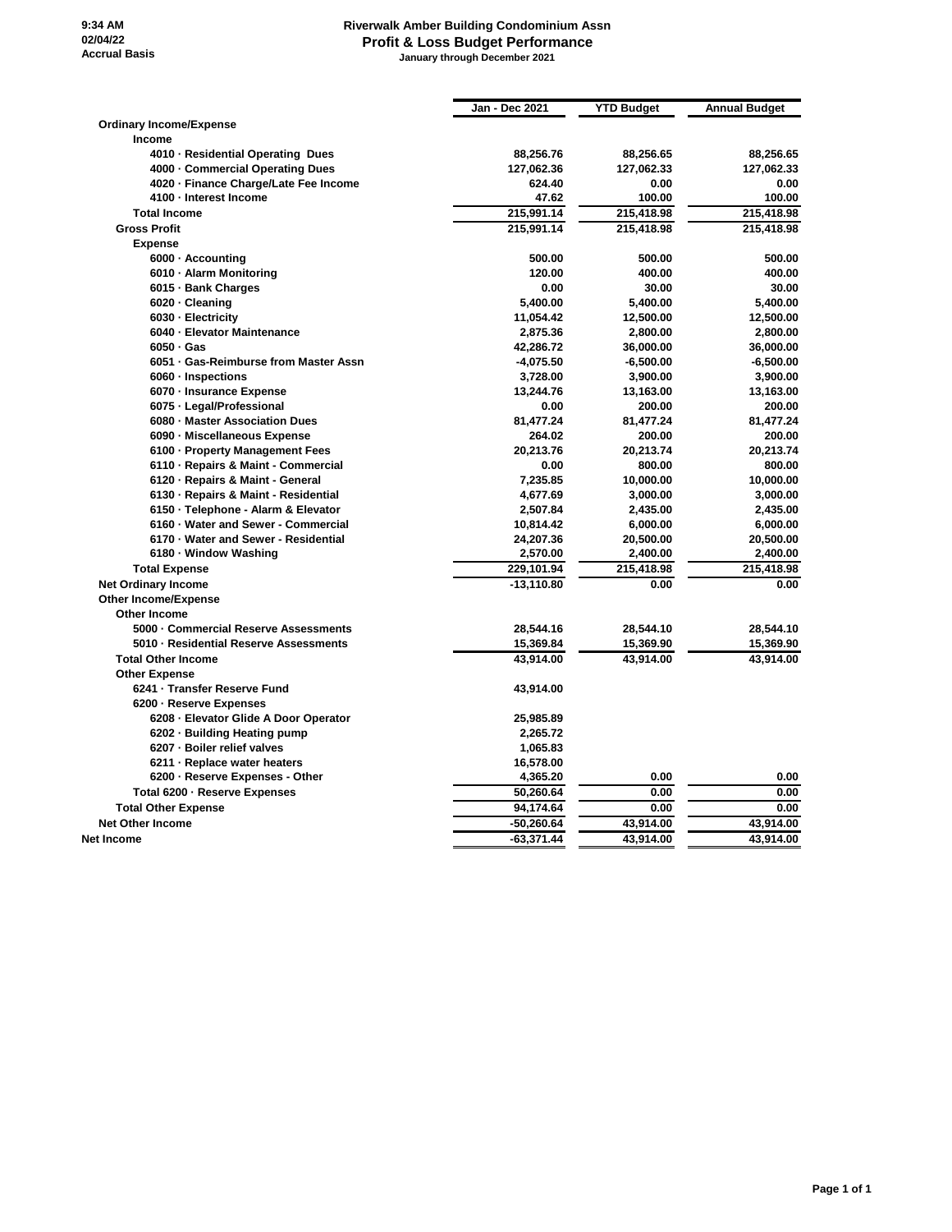9:34 AM
02/04/22
Accrual Basis

# Riverwalk Amber Building Condominium Assn
## Profit & Loss Budget Performance
January through December 2021

| | Jan - Dec 2021 | YTD Budget | Annual Budget |
|---|---|---|---|
| **Ordinary Income/Expense** | | | |
| **Income** | | | |
| 4010 · Residential Operating Dues | 88,256.76 | 88,256.65 | 88,256.65 |
| 4000 · Commercial Operating Dues | 127,062.36 | 127,062.33 | 127,062.33 |
| 4020 · Finance Charge/Late Fee Income | 624.40 | 0.00 | 0.00 |
| 4100 · Interest Income | 47.62 | 100.00 | 100.00 |
| **Total Income** | 215,991.14 | 215,418.98 | 215,418.98 |
| **Gross Profit** | 215,991.14 | 215,418.98 | 215,418.98 |
| **Expense** | | | |
| 6000 · Accounting | 500.00 | 500.00 | 500.00 |
| 6010 · Alarm Monitoring | 120.00 | 400.00 | 400.00 |
| 6015 · Bank Charges | 0.00 | 30.00 | 30.00 |
| 6020 · Cleaning | 5,400.00 | 5,400.00 | 5,400.00 |
| 6030 · Electricity | 11,054.42 | 12,500.00 | 12,500.00 |
| 6040 · Elevator Maintenance | 2,875.36 | 2,800.00 | 2,800.00 |
| 6050 · Gas | 42,286.72 | 36,000.00 | 36,000.00 |
| 6051 · Gas-Reimburse from Master Assn | -4,075.50 | -6,500.00 | -6,500.00 |
| 6060 · Inspections | 3,728.00 | 3,900.00 | 3,900.00 |
| 6070 · Insurance Expense | 13,244.76 | 13,163.00 | 13,163.00 |
| 6075 · Legal/Professional | 0.00 | 200.00 | 200.00 |
| 6080 · Master Association Dues | 81,477.24 | 81,477.24 | 81,477.24 |
| 6090 · Miscellaneous Expense | 264.02 | 200.00 | 200.00 |
| 6100 · Property Management Fees | 20,213.76 | 20,213.74 | 20,213.74 |
| 6110 · Repairs & Maint - Commercial | 0.00 | 800.00 | 800.00 |
| 6120 · Repairs & Maint - General | 7,235.85 | 10,000.00 | 10,000.00 |
| 6130 · Repairs & Maint - Residential | 4,677.69 | 3,000.00 | 3,000.00 |
| 6150 · Telephone - Alarm & Elevator | 2,507.84 | 2,435.00 | 2,435.00 |
| 6160 · Water and Sewer - Commercial | 10,814.42 | 6,000.00 | 6,000.00 |
| 6170 · Water and Sewer - Residential | 24,207.36 | 20,500.00 | 20,500.00 |
| 6180 · Window Washing | 2,570.00 | 2,400.00 | 2,400.00 |
| **Total Expense** | 229,101.94 | 215,418.98 | 215,418.98 |
| **Net Ordinary Income** | -13,110.80 | 0.00 | 0.00 |
| **Other Income/Expense** | | | |
| **Other Income** | | | |
| 5000 · Commercial Reserve Assessments | 28,544.16 | 28,544.10 | 28,544.10 |
| 5010 · Residential Reserve Assessments | 15,369.84 | 15,369.90 | 15,369.90 |
| **Total Other Income** | 43,914.00 | 43,914.00 | 43,914.00 |
| **Other Expense** | | | |
| 6241 · Transfer Reserve Fund | 43,914.00 | | |
| 6200 · Reserve Expenses | | | |
| 6208 · Elevator Glide A Door Operator | 25,985.89 | | |
| 6202 · Building Heating pump | 2,265.72 | | |
| 6207 · Boiler relief valves | 1,065.83 | | |
| 6211 · Replace water heaters | 16,578.00 | | |
| 6200 · Reserve Expenses - Other | 4,365.20 | 0.00 | 0.00 |
| Total 6200 · Reserve Expenses | 50,260.64 | 0.00 | 0.00 |
| **Total Other Expense** | 94,174.64 | 0.00 | 0.00 |
| **Net Other Income** | -50,260.64 | 43,914.00 | 43,914.00 |
| **Net Income** | -63,371.44 | 43,914.00 | 43,914.00 |